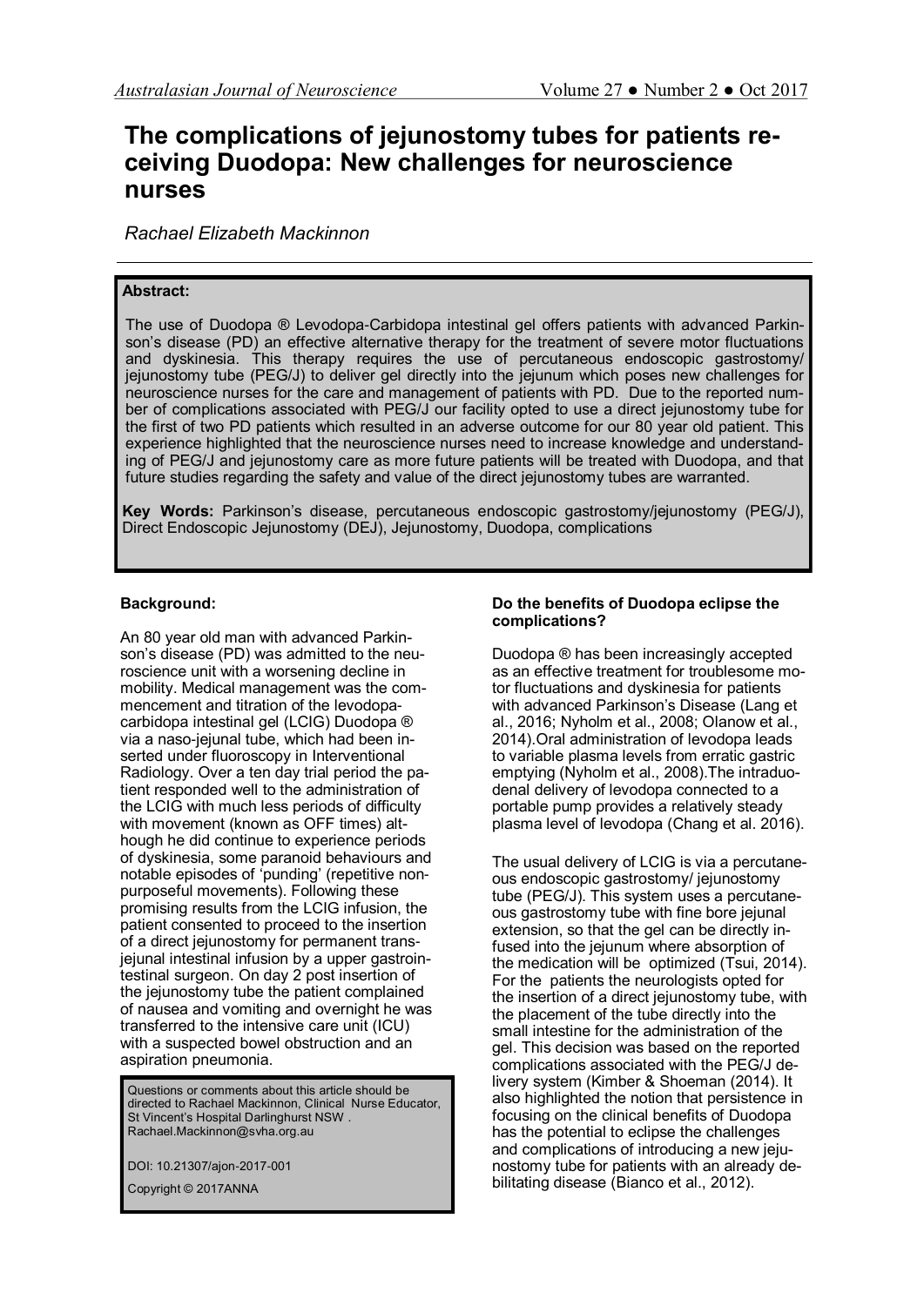# The complications of jejunostomy tubes for patients receiving Duodopa: New challenges for neuroscience nurses

*Rachael Elizabeth Mackinnon*

---

**Abstract:**

The use of Duodopa ® Levodopa-Carbidopa intestinal gel offers patients with advanced Parkinson's disease (PD) an effective alternative therapy for the treatment of severe motor fluctuations and dyskinesia. This therapy requires the use of percutaneous endoscopic gastrostomy/ jejunostomy tube (PEG/J) to deliver gel directly into the jejunum which poses new challenges for neuroscience nurses for the care and management of patients with PD. Due to the reported number of complications associated with PEG/J our facility opted to use a direct jejunostomy tube for the first of two PD patients which resulted in an adverse outcome for our 80 year old patient. This experience highlighted that the neuroscience nurses need to increase knowledge and understanding of PEG/J and jejunostomy care as more future patients will be treated with Duodopa, and that future studies regarding the safety and value of the direct jejunostomy tubes are warranted.

**Key Words:** Parkinson's disease, percutaneous endoscopic gastrostomy/jejunostomy (PEG/J), Direct Endoscopic Jejunostomy (DEJ), Jejunostomy, Duodopa, complications

## Background:

An 80 year old man with advanced Parkinson's disease (PD) was admitted to the neuroscience unit with a worsening decline in mobility. Medical management was the commencement and titration of the levodopa-carbidopa intestinal gel (LCIG) Duodopa ® via a naso-jejunal tube, which had been inserted under fluoroscopy in Interventional Radiology. Over a ten day trial period the patient responded well to the administration of the LCIG with much less periods of difficulty with movement (known as OFF times) although he did continue to experience periods of dyskinesia, some paranoid behaviours and notable episodes of 'punding' (repetitive non-purposeful movements). Following these promising results from the LCIG infusion, the patient consented to proceed to the insertion of a direct jejunostomy for permanent trans-jejunal intestinal infusion by a upper gastrointestinal surgeon. On day 2 post insertion of the jejunostomy tube the patient complained of nausea and vomiting and overnight he was transferred to the intensive care unit (ICU) with a suspected bowel obstruction and an aspiration pneumonia.

Questions or comments about this article should be directed to Rachael Mackinnon, Clinical Nurse Educator, St Vincent's Hospital Darlinghurst NSW . Rachael.Mackinnon@svha.org.au

DOI: 10.21307/ajon-2017-001

Copyright © 2017ANNA

## Do the benefits of Duodopa eclipse the complications?

Duodopa ® has been increasingly accepted as an effective treatment for troublesome motor fluctuations and dyskinesia for patients with advanced Parkinson's Disease (Lang et al., 2016; Nyholm et al., 2008; Olanow et al., 2014).Oral administration of levodopa leads to variable plasma levels from erratic gastric emptying (Nyholm et al., 2008).The intraduodenal delivery of levodopa connected to a portable pump provides a relatively steady plasma level of levodopa (Chang et al. 2016).

The usual delivery of LCIG is via a percutaneous endoscopic gastrostomy/ jejunostomy tube (PEG/J). This system uses a percutaneous gastrostomy tube with fine bore jejunal extension, so that the gel can be directly infused into the jejunum where absorption of the medication will be optimized (Tsui, 2014). For the patients the neurologists opted for the insertion of a direct jejunostomy tube, with the placement of the tube directly into the small intestine for the administration of the gel. This decision was based on the reported complications associated with the PEG/J delivery system (Kimber & Shoeman (2014). It also highlighted the notion that persistence in focusing on the clinical benefits of Duodopa has the potential to eclipse the challenges and complications of introducing a new jejunostomy tube for patients with an already debilitating disease (Bianco et al., 2012).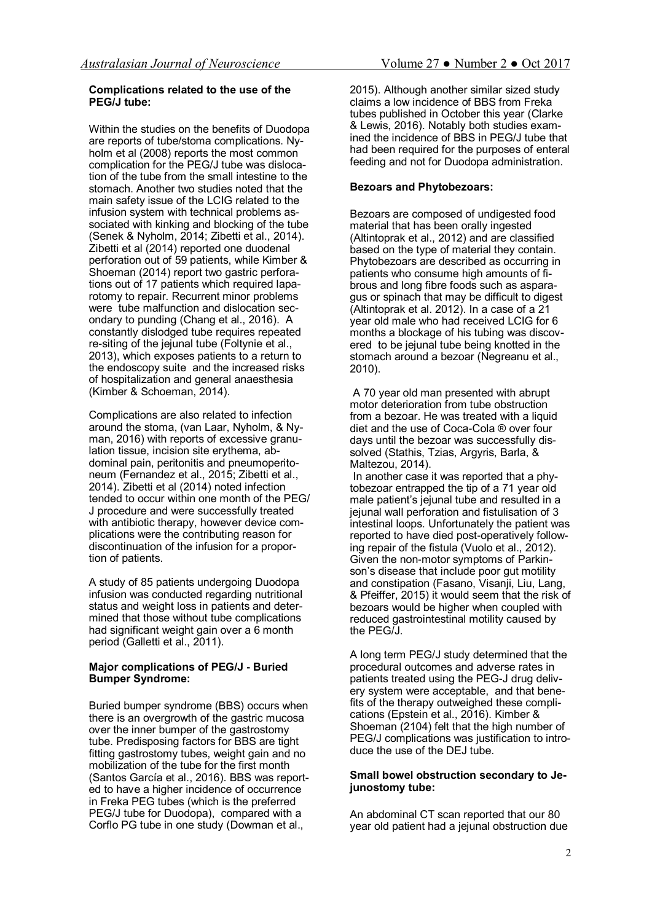**Complications related to the use of the PEG/J tube:**

Within the studies on the benefits of Duodopa are reports of tube/stoma complications. Nyholm et al (2008) reports the most common complication for the PEG/J tube was dislocation of the tube from the small intestine to the stomach. Another two studies noted that the main safety issue of the LCIG related to the infusion system with technical problems associated with kinking and blocking of the tube (Senek & Nyholm, 2014; Zibetti et al., 2014). Zibetti et al (2014) reported one duodenal perforation out of 59 patients, while Kimber & Shoeman (2014) report two gastric perforations out of 17 patients which required laparotomy to repair. Recurrent minor problems were tube malfunction and dislocation secondary to punding (Chang et al., 2016). A constantly dislodged tube requires repeated re-siting of the jejunal tube (Foltynie et al., 2013), which exposes patients to a return to the endoscopy suite and the increased risks of hospitalization and general anaesthesia (Kimber & Schoeman, 2014).

Complications are also related to infection around the stoma, (van Laar, Nyholm, & Nyman, 2016) with reports of excessive granulation tissue, incision site erythema, abdominal pain, peritonitis and pneumoperitoneum (Fernandez et al., 2015; Zibetti et al., 2014). Zibetti et al (2014) noted infection tended to occur within one month of the PEG/J procedure and were successfully treated with antibiotic therapy, however device complications were the contributing reason for discontinuation of the infusion for a proportion of patients.

A study of 85 patients undergoing Duodopa infusion was conducted regarding nutritional status and weight loss in patients and determined that those without tube complications had significant weight gain over a 6 month period (Galletti et al., 2011).

**Major complications of PEG/J - Buried Bumper Syndrome:**

Buried bumper syndrome (BBS) occurs when there is an overgrowth of the gastric mucosa over the inner bumper of the gastrostomy tube. Predisposing factors for BBS are tight fitting gastrostomy tubes, weight gain and no mobilization of the tube for the first month (Santos García et al., 2016). BBS was reported to have a higher incidence of occurrence in Freka PEG tubes (which is the preferred PEG/J tube for Duodopa), compared with a Corflo PG tube in one study (Dowman et al., 2015). Although another similar sized study claims a low incidence of BBS from Freka tubes published in October this year (Clarke & Lewis, 2016). Notably both studies examined the incidence of BBS in PEG/J tube that had been required for the purposes of enteral feeding and not for Duodopa administration.

**Bezoars and Phytobezoars:**

Bezoars are composed of undigested food material that has been orally ingested (Altintoprak et al., 2012) and are classified based on the type of material they contain. Phytobezoars are described as occurring in patients who consume high amounts of fibrous and long fibre foods such as asparagus or spinach that may be difficult to digest (Altintoprak et al. 2012). In a case of a 21 year old male who had received LCIG for 6 months a blockage of his tubing was discovered to be jejunal tube being knotted in the stomach around a bezoar (Negreanu et al., 2010).

A 70 year old man presented with abrupt motor deterioration from tube obstruction from a bezoar. He was treated with a liquid diet and the use of Coca-Cola ® over four days until the bezoar was successfully dissolved (Stathis, Tzias, Argyris, Barla, & Maltezou, 2014).

In another case it was reported that a phytobezoar entrapped the tip of a 71 year old male patient's jejunal tube and resulted in a jejunal wall perforation and fistulisation of 3 intestinal loops. Unfortunately the patient was reported to have died post-operatively following repair of the fistula (Vuolo et al., 2012). Given the non-motor symptoms of Parkinson's disease that include poor gut motility and constipation (Fasano, Visanji, Liu, Lang, & Pfeiffer, 2015) it would seem that the risk of bezoars would be higher when coupled with reduced gastrointestinal motility caused by the PEG/J.

A long term PEG/J study determined that the procedural outcomes and adverse rates in patients treated using the PEG-J drug delivery system were acceptable, and that benefits of the therapy outweighed these complications (Epstein et al., 2016). Kimber & Shoeman (2104) felt that the high number of PEG/J complications was justification to introduce the use of the DEJ tube.

**Small bowel obstruction secondary to Jejunostomy tube:**

An abdominal CT scan reported that our 80 year old patient had a jejunal obstruction due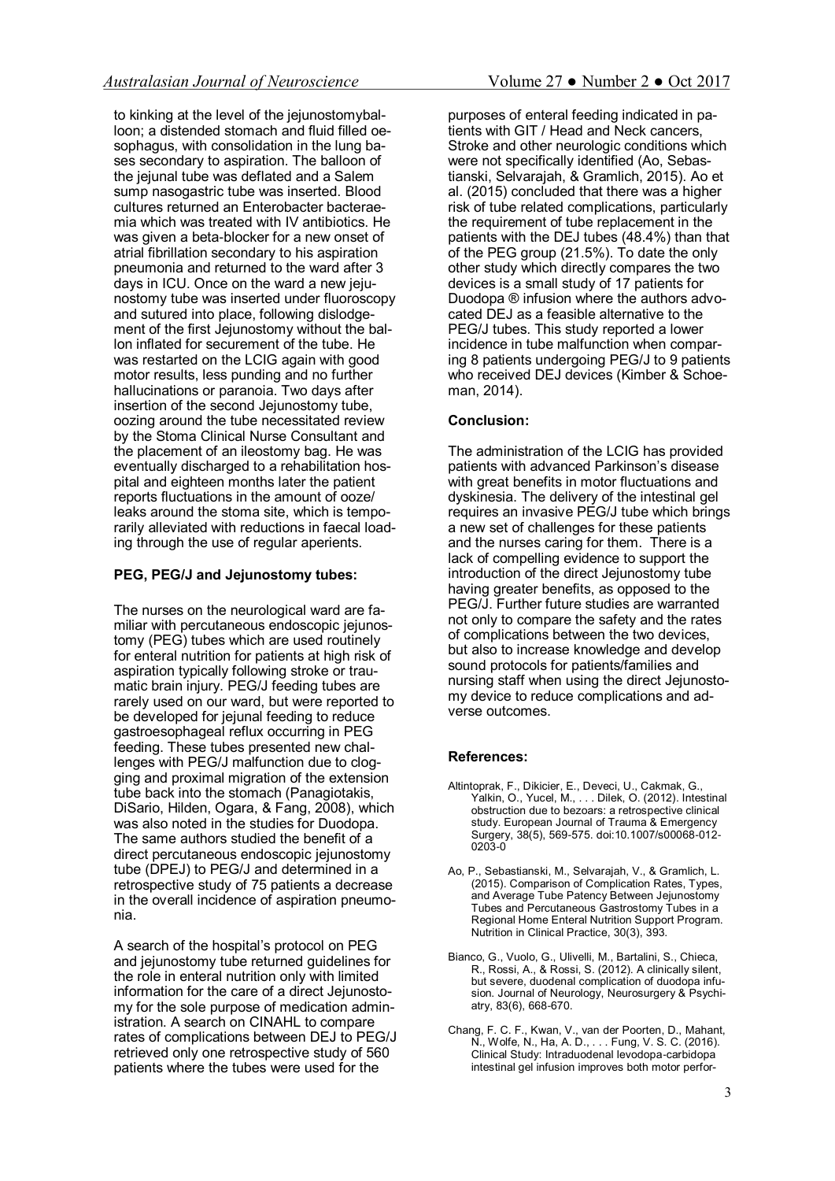to kinking at the level of the jejunostomyballoon; a distended stomach and fluid filled oesophagus, with consolidation in the lung bases secondary to aspiration. The balloon of the jejunal tube was deflated and a Salem sump nasogastric tube was inserted. Blood cultures returned an Enterobacter bacteraemia which was treated with IV antibiotics. He was given a beta-blocker for a new onset of atrial fibrillation secondary to his aspiration pneumonia and returned to the ward after 3 days in ICU. Once on the ward a new jejunostomy tube was inserted under fluoroscopy and sutured into place, following dislodgement of the first Jejunostomy without the ballon inflated for securement of the tube. He was restarted on the LCIG again with good motor results, less punding and no further hallucinations or paranoia. Two days after insertion of the second Jejunostomy tube, oozing around the tube necessitated review by the Stoma Clinical Nurse Consultant and the placement of an ileostomy bag. He was eventually discharged to a rehabilitation hospital and eighteen months later the patient reports fluctuations in the amount of ooze/ leaks around the stoma site, which is temporarily alleviated with reductions in faecal loading through the use of regular aperients.

**PEG, PEG/J and Jejunostomy tubes:**

The nurses on the neurological ward are familiar with percutaneous endoscopic jejunostomy (PEG) tubes which are used routinely for enteral nutrition for patients at high risk of aspiration typically following stroke or traumatic brain injury. PEG/J feeding tubes are rarely used on our ward, but were reported to be developed for jejunal feeding to reduce gastroesophageal reflux occurring in PEG feeding. These tubes presented new challenges with PEG/J malfunction due to clogging and proximal migration of the extension tube back into the stomach (Panagiotakis, DiSario, Hilden, Ogara, & Fang, 2008), which was also noted in the studies for Duodopa. The same authors studied the benefit of a direct percutaneous endoscopic jejunostomy tube (DPEJ) to PEG/J and determined in a retrospective study of 75 patients a decrease in the overall incidence of aspiration pneumonia.

A search of the hospital's protocol on PEG and jejunostomy tube returned guidelines for the role in enteral nutrition only with limited information for the care of a direct Jejunostomy for the sole purpose of medication administration. A search on CINAHL to compare rates of complications between DEJ to PEG/J retrieved only one retrospective study of 560 patients where the tubes were used for the purposes of enteral feeding indicated in patients with GIT / Head and Neck cancers, Stroke and other neurologic conditions which were not specifically identified (Ao, Sebastianski, Selvarajah, & Gramlich, 2015). Ao et al. (2015) concluded that there was a higher risk of tube related complications, particularly the requirement of tube replacement in the patients with the DEJ tubes (48.4%) than that of the PEG group (21.5%). To date the only other study which directly compares the two devices is a small study of 17 patients for Duodopa ® infusion where the authors advocated DEJ as a feasible alternative to the PEG/J tubes. This study reported a lower incidence in tube malfunction when comparing 8 patients undergoing PEG/J to 9 patients who received DEJ devices (Kimber & Schoeman, 2014).

**Conclusion:**

The administration of the LCIG has provided patients with advanced Parkinson's disease with great benefits in motor fluctuations and dyskinesia. The delivery of the intestinal gel requires an invasive PEG/J tube which brings a new set of challenges for these patients and the nurses caring for them. There is a lack of compelling evidence to support the introduction of the direct Jejunostomy tube having greater benefits, as opposed to the PEG/J. Further future studies are warranted not only to compare the safety and the rates of complications between the two devices, but also to increase knowledge and develop sound protocols for patients/families and nursing staff when using the direct Jejunostomy device to reduce complications and adverse outcomes.

**References:**

Altintoprak, F., Dikicier, E., Deveci, U., Cakmak, G., Yalkin, O., Yucel, M., . . . Dilek, O. (2012). Intestinal obstruction due to bezoars: a retrospective clinical study. European Journal of Trauma & Emergency Surgery, 38(5), 569-575. doi:10.1007/s00068-012-0203-0

Ao, P., Sebastianski, M., Selvarajah, V., & Gramlich, L. (2015). Comparison of Complication Rates, Types, and Average Tube Patency Between Jejunostomy Tubes and Percutaneous Gastrostomy Tubes in a Regional Home Enteral Nutrition Support Program. Nutrition in Clinical Practice, 30(3), 393.

Bianco, G., Vuolo, G., Ulivelli, M., Bartalini, S., Chieca, R., Rossi, A., & Rossi, S. (2012). A clinically silent, but severe, duodenal complication of duodopa infusion. Journal of Neurology, Neurosurgery & Psychiatry, 83(6), 668-670.

Chang, F. C. F., Kwan, V., van der Poorten, D., Mahant, N., Wolfe, N., Ha, A. D., . . . Fung, V. S. C. (2016). Clinical Study: Intraduodenal levodopa-carbidopa intestinal gel infusion improves both motor perfor-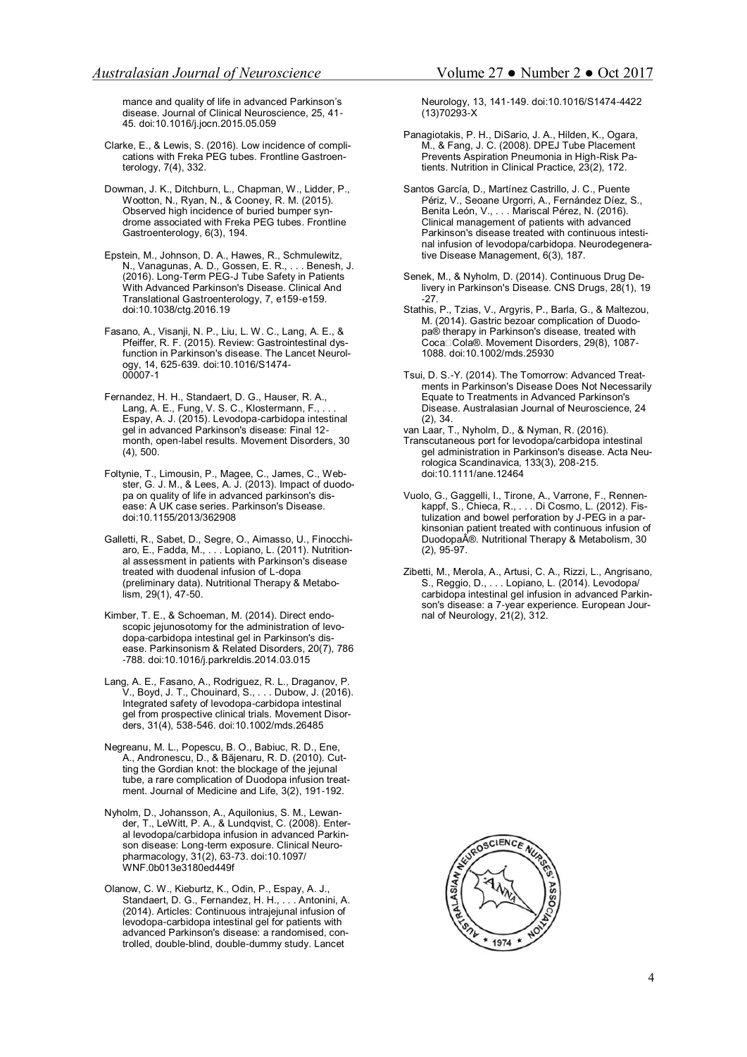mance and quality of life in advanced Parkinson's disease. Journal of Clinical Neuroscience, 25, 41-45. doi:10.1016/j.jocn.2015.05.059

Clarke, E., & Lewis, S. (2016). Low incidence of complications with Freka PEG tubes. Frontline Gastroenterology, 7(4), 332.

Dowman, J. K., Ditchburn, L., Chapman, W., Lidder, P., Wootton, N., Ryan, N., & Cooney, R. M. (2015). Observed high incidence of buried bumper syndrome associated with Freka PEG tubes. Frontline Gastroenterology, 6(3), 194.

Epstein, M., Johnson, D. A., Hawes, R., Schmulewitz, N., Vanagunas, A. D., Gossen, E. R., . . . Benesh, J. (2016). Long-Term PEG-J Tube Safety in Patients With Advanced Parkinson's Disease. Clinical And Translational Gastroenterology, 7, e159-e159. doi:10.1038/ctg.2016.19

Fasano, A., Visanji, N. P., Liu, L. W. C., Lang, A. E., & Pfeiffer, R. F. (2015). Review: Gastrointestinal dysfunction in Parkinson's disease. The Lancet Neurology, 14, 625-639. doi:10.1016/S1474-00007-1

Fernandez, H. H., Standaert, D. G., Hauser, R. A., Lang, A. E., Fung, V. S. C., Klostermann, F., . . . Espay, A. J. (2015). Levodopa-carbidopa intestinal gel in advanced Parkinson's disease: Final 12-month, open-label results. Movement Disorders, 30 (4), 500.

Foltynie, T., Limousin, P., Magee, C., James, C., Webster, G. J. M., & Lees, A. J. (2013). Impact of duodopa on quality of life in advanced parkinson's disease: A UK case series. Parkinson's Disease. doi:10.1155/2013/362908

Galletti, R., Sabet, D., Segre, O., Aimasso, U., Finocchiaro, E., Fadda, M., . . . Lopiano, L. (2011). Nutritional assessment in patients with Parkinson's disease treated with duodenal infusion of L-dopa (preliminary data). Nutritional Therapy & Metabolism, 29(1), 47-50.

Kimber, T. E., & Schoeman, M. (2014). Direct endoscopic jejunosotomy for the administration of levodopa-carbidopa intestinal gel in Parkinson's disease. Parkinsonism & Related Disorders, 20(7), 786-788. doi:10.1016/j.parkreldis.2014.03.015

Lang, A. E., Fasano, A., Rodriguez, R. L., Draganov, P. V., Boyd, J. T., Chouinard, S., . . . Dubow, J. (2016). Integrated safety of levodopa-carbidopa intestinal gel from prospective clinical trials. Movement Disorders, 31(4), 538-546. doi:10.1002/mds.26485

Negreanu, M. L., Popescu, B. O., Babiuc, R. D., Ene, A., Andronescu, D., & Băjenaru, R. D. (2010). Cutting the Gordian knot: the blockage of the jejunal tube, a rare complication of Duodopa infusion treatment. Journal of Medicine and Life, 3(2), 191-192.

Nyholm, D., Johansson, A., Aquilonius, S. M., Lewander, T., LeWitt, P. A., & Lundqvist, C. (2008). Enteral levodopa/carbidopa infusion in advanced Parkinson disease: Long-term exposure. Clinical Neuropharmacology, 31(2), 63-73. doi:10.1097/WNF.0b013e3180ed449f

Olanow, C. W., Kieburtz, K., Odin, P., Espay, A. J., Standaert, D. G., Fernandez, H. H., . . . Antonini, A. (2014). Articles: Continuous intrajejunal infusion of levodopa-carbidopa intestinal gel for patients with advanced Parkinson's disease: a randomised, controlled, double-blind, double-dummy study. Lancet Neurology, 13, 141-149. doi:10.1016/S1474-4422(13)70293-X

Panagiotakis, P. H., DiSario, J. A., Hilden, K., Ogara, M., & Fang, J. C. (2008). DPEJ Tube Placement Prevents Aspiration Pneumonia in High-Risk Patients. Nutrition in Clinical Practice, 23(2), 172.

Santos García, D., Martínez Castrillo, J. C., Puente Périz, V., Seoane Urgorri, A., Fernández Díez, S., Benita León, V., . . . Mariscal Pérez, N. (2016). Clinical management of patients with advanced Parkinson's disease treated with continuous intestinal infusion of levodopa/carbidopa. Neurodegenerative Disease Management, 6(3), 187.

Senek, M., & Nyholm, D. (2014). Continuous Drug Delivery in Parkinson's Disease. CNS Drugs, 28(1), 19-27.

Stathis, P., Tzias, V., Argyris, P., Barla, G., & Maltezou, M. (2014). Gastric bezoar complication of Duodopa® therapy in Parkinson's disease, treated with Coca□Cola®. Movement Disorders, 29(8), 1087-1088. doi:10.1002/mds.25930

Tsui, D. S.-Y. (2014). The Tomorrow: Advanced Treatments in Parkinson's Disease Does Not Necessarily Equate to Treatments in Advanced Parkinson's Disease. Australasian Journal of Neuroscience, 24 (2), 34.

van Laar, T., Nyholm, D., & Nyman, R. (2016). Transcutaneous port for levodopa/carbidopa intestinal gel administration in Parkinson's disease. Acta Neurologica Scandinavica, 133(3), 208-215. doi:10.1111/ane.12464

Vuolo, G., Gaggelli, I., Tirone, A., Varrone, F., Rennenkappf, S., Chieca, R., . . . Di Cosmo, L. (2012). Fistulization and bowel perforation by J-PEG in a parkinsonian patient treated with continuous infusion of DuodopaÂ®. Nutritional Therapy & Metabolism, 30 (2), 95-97.

Zibetti, M., Merola, A., Artusi, C. A., Rizzi, L., Angrisano, S., Reggio, D., . . . Lopiano, L. (2014). Levodopa/carbidopa intestinal gel infusion in advanced Parkinson's disease: a 7-year experience. European Journal of Neurology, 21(2), 312.